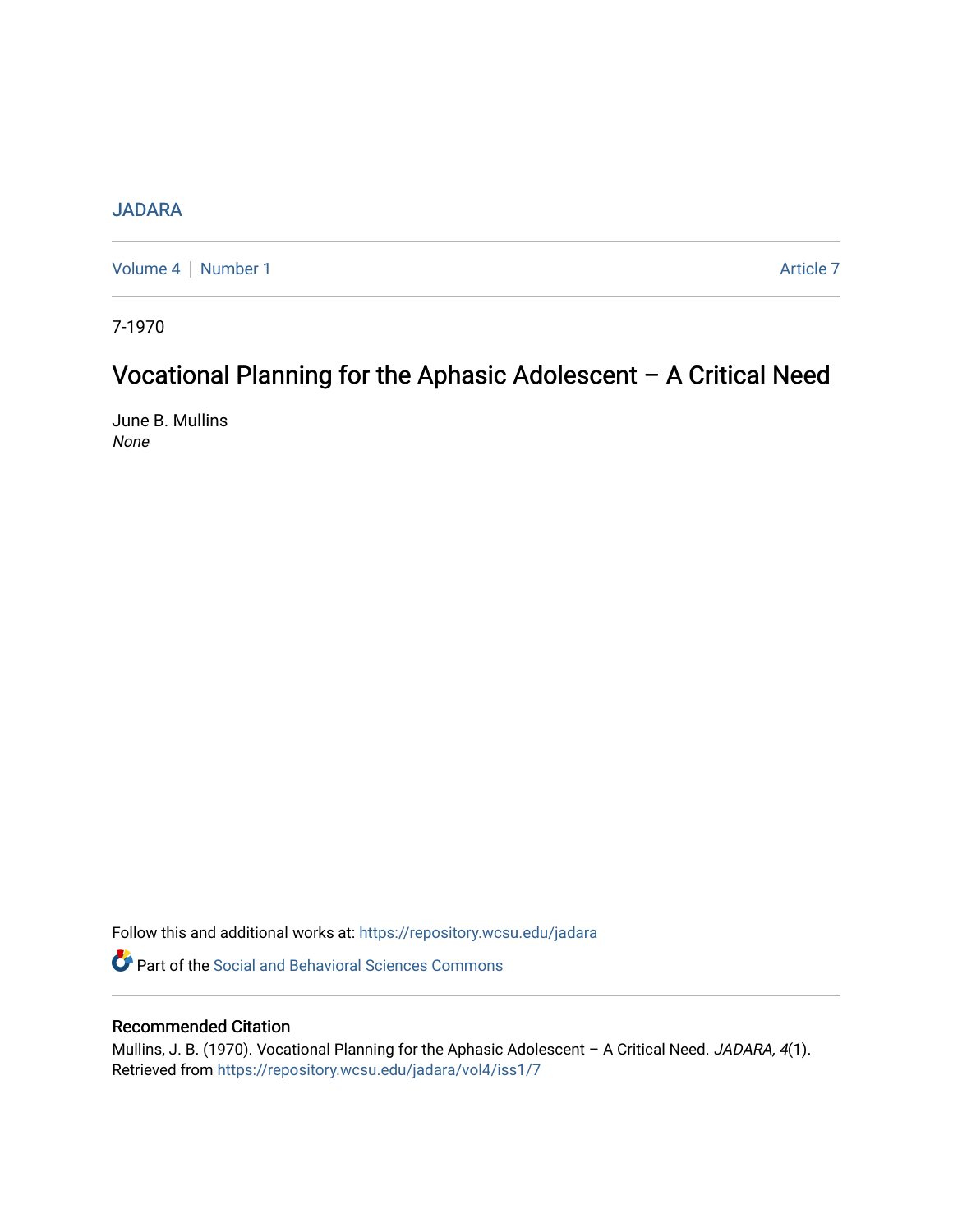JADARA

Volume 4 | Number 1 Article 7

7-1970

# Vocational Planning for the Aphasic Adolescent – A Critical Need

June B. Mullins
*None*

Follow this and additional works at: https://repository.wcsu.edu/jadara

Part of the Social and Behavioral Sciences Commons

## Recommended Citation

Mullins, J. B. (1970). Vocational Planning for the Aphasic Adolescent – A Critical Need. *JADARA, 4*(1). Retrieved from https://repository.wcsu.edu/jadara/vol4/iss1/7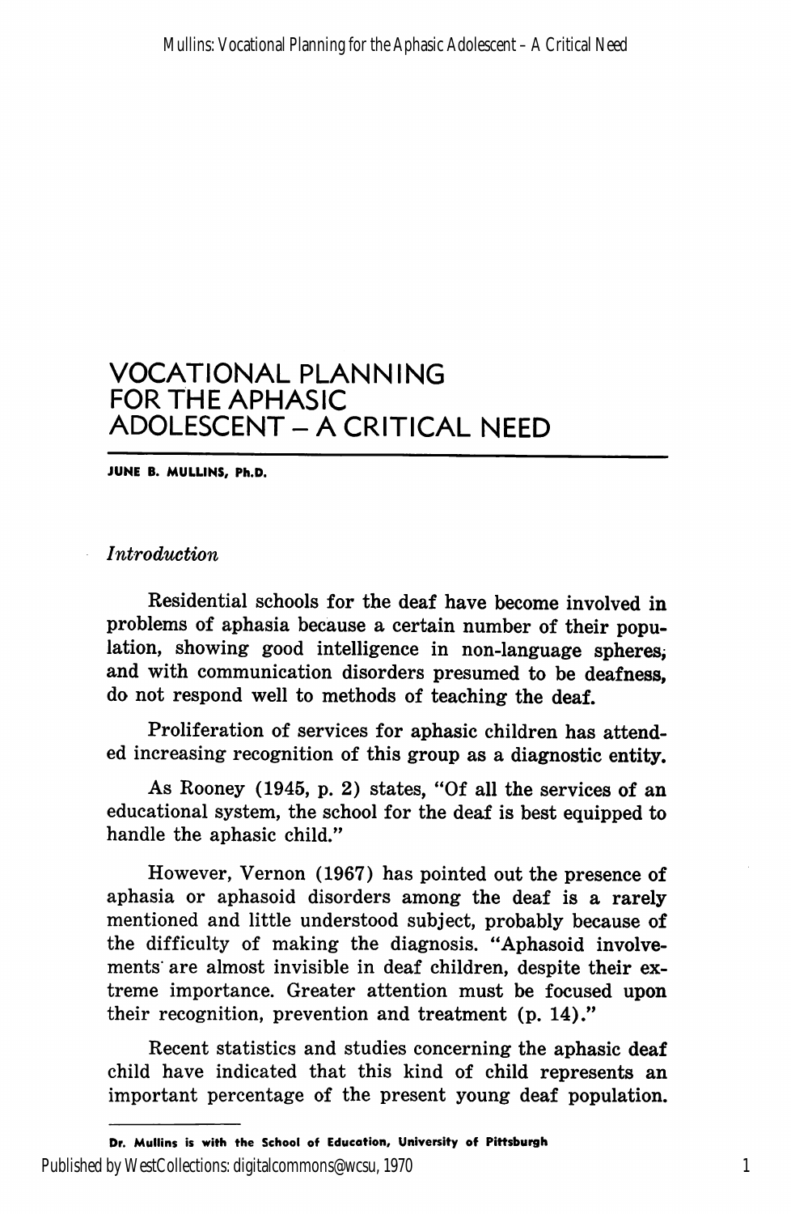# VOCATIONAL PLANNING FOR THE APHASIC ADOLESCENT – A CRITICAL NEED

**JUNE B. MULLINS, Ph.D.**

*Introduction*

Residential schools for the deaf have become involved in problems of aphasia because a certain number of their population, showing good intelligence in non-language spheres, and with communication disorders presumed to be deafness, do not respond well to methods of teaching the deaf.

Proliferation of services for aphasic children has attended increasing recognition of this group as a diagnostic entity.

As Rooney (1945, p. 2) states, "Of all the services of an educational system, the school for the deaf is best equipped to handle the aphasic child."

However, Vernon (1967) has pointed out the presence of aphasia or aphasoid disorders among the deaf is a rarely mentioned and little understood subject, probably because of the difficulty of making the diagnosis. "Aphasoid involvements are almost invisible in deaf children, despite their extreme importance. Greater attention must be focused upon their recognition, prevention and treatment (p. 14)."

Recent statistics and studies concerning the aphasic deaf child have indicated that this kind of child represents an important percentage of the present young deaf population.

**Dr. Mullins is with the School of Education, University of Pittsburgh**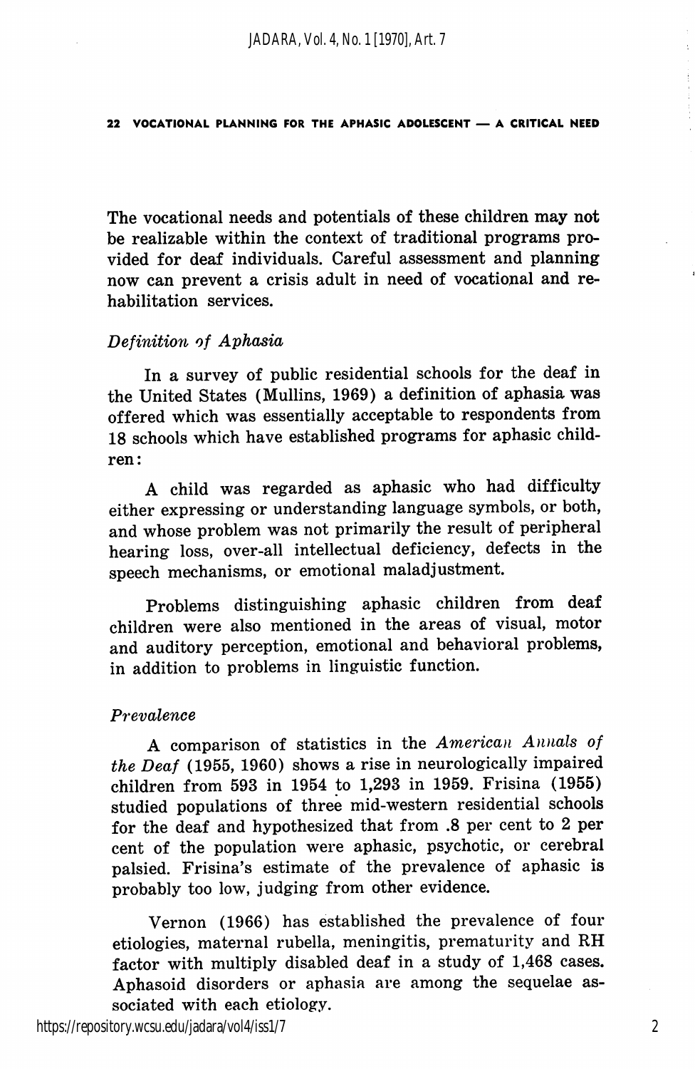The vocational needs and potentials of these children may not be realizable within the context of traditional programs provided for deaf individuals. Careful assessment and planning now can prevent a crisis adult in need of vocational and rehabilitation services.

### *Definition of Aphasia*

In a survey of public residential schools for the deaf in the United States (Mullins, 1969) a definition of aphasia was offered which was essentially acceptable to respondents from 18 schools which have established programs for aphasic children:

A child was regarded as aphasic who had difficulty either expressing or understanding language symbols, or both, and whose problem was not primarily the result of peripheral hearing loss, over-all intellectual deficiency, defects in the speech mechanisms, or emotional maladjustment.

Problems distinguishing aphasic children from deaf children were also mentioned in the areas of visual, motor and auditory perception, emotional and behavioral problems, in addition to problems in linguistic function.

### *Prevalence*

A comparison of statistics in the *American Annals of the Deaf* (1955, 1960) shows a rise in neurologically impaired children from 593 in 1954 to 1,293 in 1959. Frisina (1955) studied populations of three mid-western residential schools for the deaf and hypothesized that from .8 per cent to 2 per cent of the population were aphasic, psychotic, or cerebral palsied. Frisina's estimate of the prevalence of aphasic is probably too low, judging from other evidence.

Vernon (1966) has established the prevalence of four etiologies, maternal rubella, meningitis, prematurity and RH factor with multiply disabled deaf in a study of 1,468 cases. Aphasoid disorders or aphasia are among the sequelae associated with each etiology.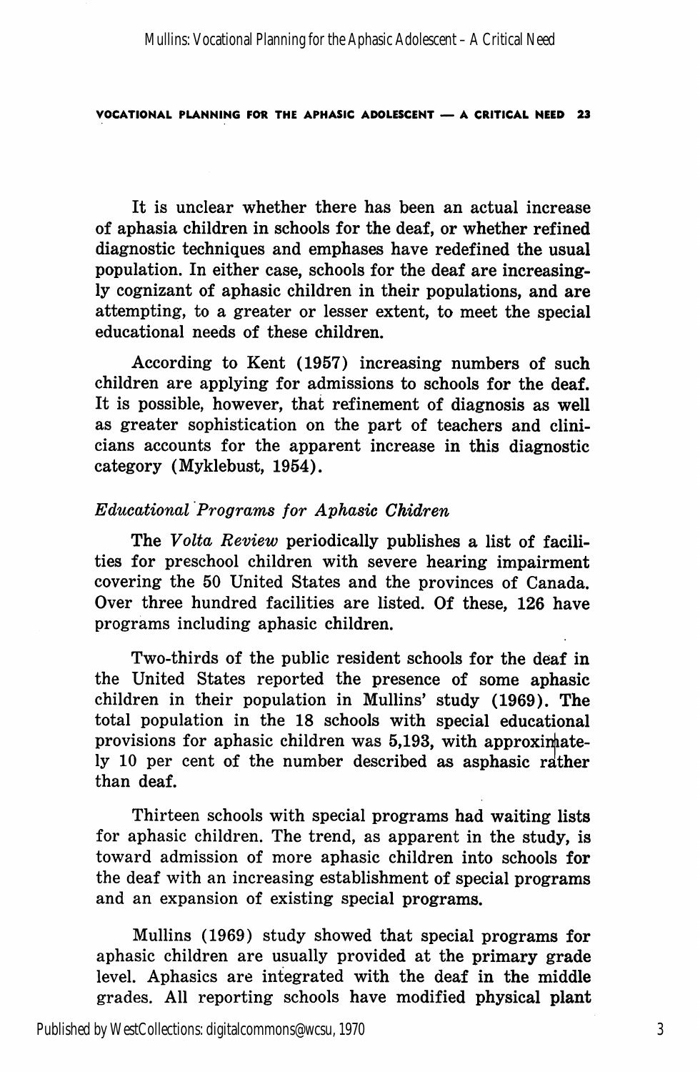It is unclear whether there has been an actual increase of aphasia children in schools for the deaf, or whether refined diagnostic techniques and emphases have redefined the usual population. In either case, schools for the deaf are increasingly cognizant of aphasic children in their populations, and are attempting, to a greater or lesser extent, to meet the special educational needs of these children.

According to Kent (1957) increasing numbers of such children are applying for admissions to schools for the deaf. It is possible, however, that refinement of diagnosis as well as greater sophistication on the part of teachers and clinicians accounts for the apparent increase in this diagnostic category (Myklebust, 1954).

### *Educational Programs for Aphasic Chidren*

The *Volta Review* periodically publishes a list of facilities for preschool children with severe hearing impairment covering the 50 United States and the provinces of Canada. Over three hundred facilities are listed. Of these, 126 have programs including aphasic children.

Two-thirds of the public resident schools for the deaf in the United States reported the presence of some aphasic children in their population in Mullins' study (1969). The total population in the 18 schools with special educational provisions for aphasic children was 5,193, with approximately 10 per cent of the number described as asphasic rather than deaf.

Thirteen schools with special programs had waiting lists for aphasic children. The trend, as apparent in the study, is toward admission of more aphasic children into schools for the deaf with an increasing establishment of special programs and an expansion of existing special programs.

Mullins (1969) study showed that special programs for aphasic children are usually provided at the primary grade level. Aphasics are integrated with the deaf in the middle grades. All reporting schools have modified physical plant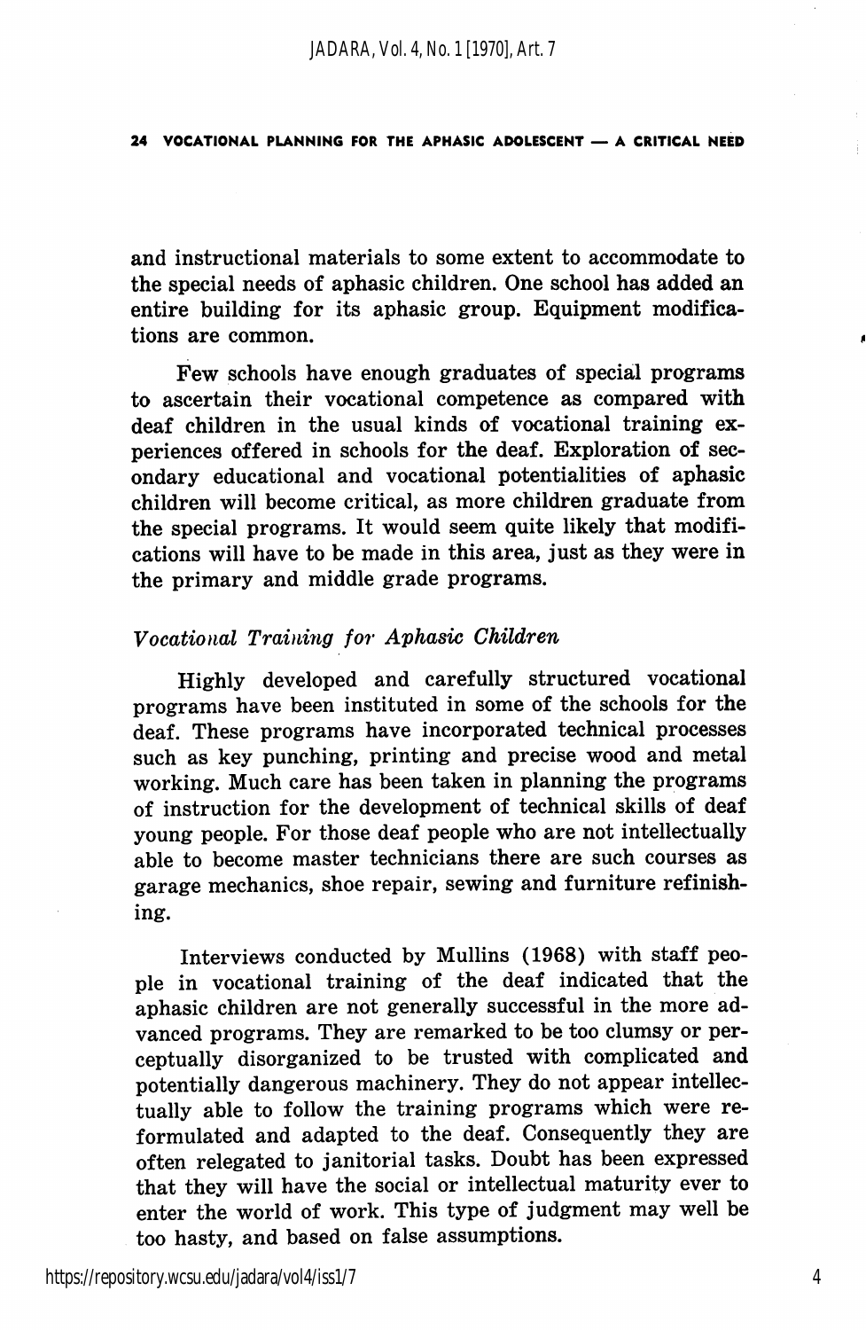and instructional materials to some extent to accommodate to the special needs of aphasic children. One school has added an entire building for its aphasic group. Equipment modifications are common.

Few schools have enough graduates of special programs to ascertain their vocational competence as compared with deaf children in the usual kinds of vocational training experiences offered in schools for the deaf. Exploration of secondary educational and vocational potentialities of aphasic children will become critical, as more children graduate from the special programs. It would seem quite likely that modifications will have to be made in this area, just as they were in the primary and middle grade programs.

### *Vocational Training for Aphasic Children*

Highly developed and carefully structured vocational programs have been instituted in some of the schools for the deaf. These programs have incorporated technical processes such as key punching, printing and precise wood and metal working. Much care has been taken in planning the programs of instruction for the development of technical skills of deaf young people. For those deaf people who are not intellectually able to become master technicians there are such courses as garage mechanics, shoe repair, sewing and furniture refinishing.

Interviews conducted by Mullins (1968) with staff people in vocational training of the deaf indicated that the aphasic children are not generally successful in the more advanced programs. They are remarked to be too clumsy or perceptually disorganized to be trusted with complicated and potentially dangerous machinery. They do not appear intellectually able to follow the training programs which were reformulated and adapted to the deaf. Consequently they are often relegated to janitorial tasks. Doubt has been expressed that they will have the social or intellectual maturity ever to enter the world of work. This type of judgment may well be too hasty, and based on false assumptions.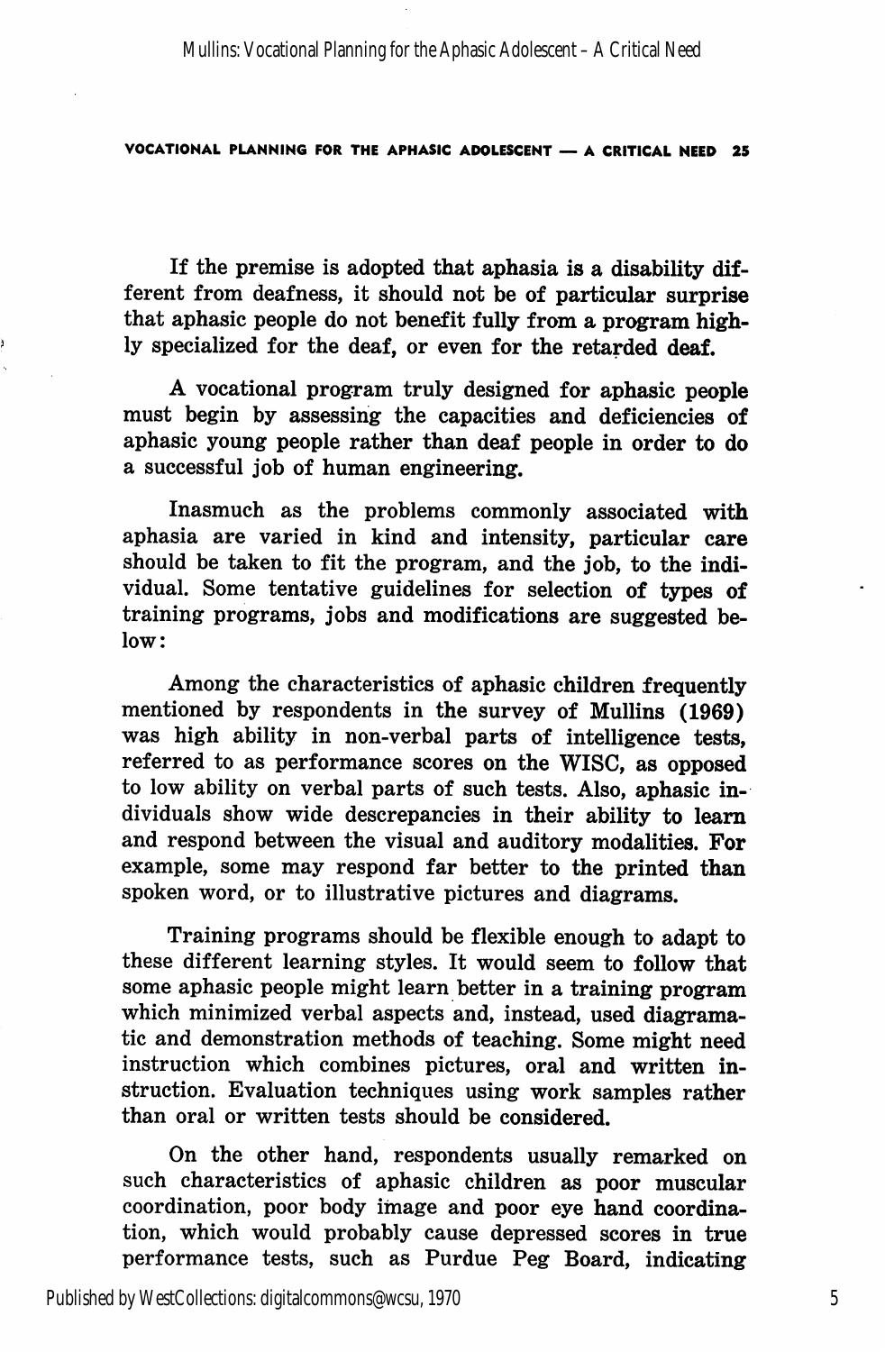If the premise is adopted that aphasia is a disability different from deafness, it should not be of particular surprise that aphasic people do not benefit fully from a program highly specialized for the deaf, or even for the retarded deaf.

A vocational program truly designed for aphasic people must begin by assessing the capacities and deficiencies of aphasic young people rather than deaf people in order to do a successful job of human engineering.

Inasmuch as the problems commonly associated with aphasia are varied in kind and intensity, particular care should be taken to fit the program, and the job, to the individual. Some tentative guidelines for selection of types of training programs, jobs and modifications are suggested below:

Among the characteristics of aphasic children frequently mentioned by respondents in the survey of Mullins (1969) was high ability in non-verbal parts of intelligence tests, referred to as performance scores on the WISC, as opposed to low ability on verbal parts of such tests. Also, aphasic individuals show wide descrepancies in their ability to learn and respond between the visual and auditory modalities. For example, some may respond far better to the printed than spoken word, or to illustrative pictures and diagrams.

Training programs should be flexible enough to adapt to these different learning styles. It would seem to follow that some aphasic people might learn better in a training program which minimized verbal aspects and, instead, used diagramatic and demonstration methods of teaching. Some might need instruction which combines pictures, oral and written instruction. Evaluation techniques using work samples rather than oral or written tests should be considered.

On the other hand, respondents usually remarked on such characteristics of aphasic children as poor muscular coordination, poor body image and poor eye hand coordination, which would probably cause depressed scores in true performance tests, such as Purdue Peg Board, indicating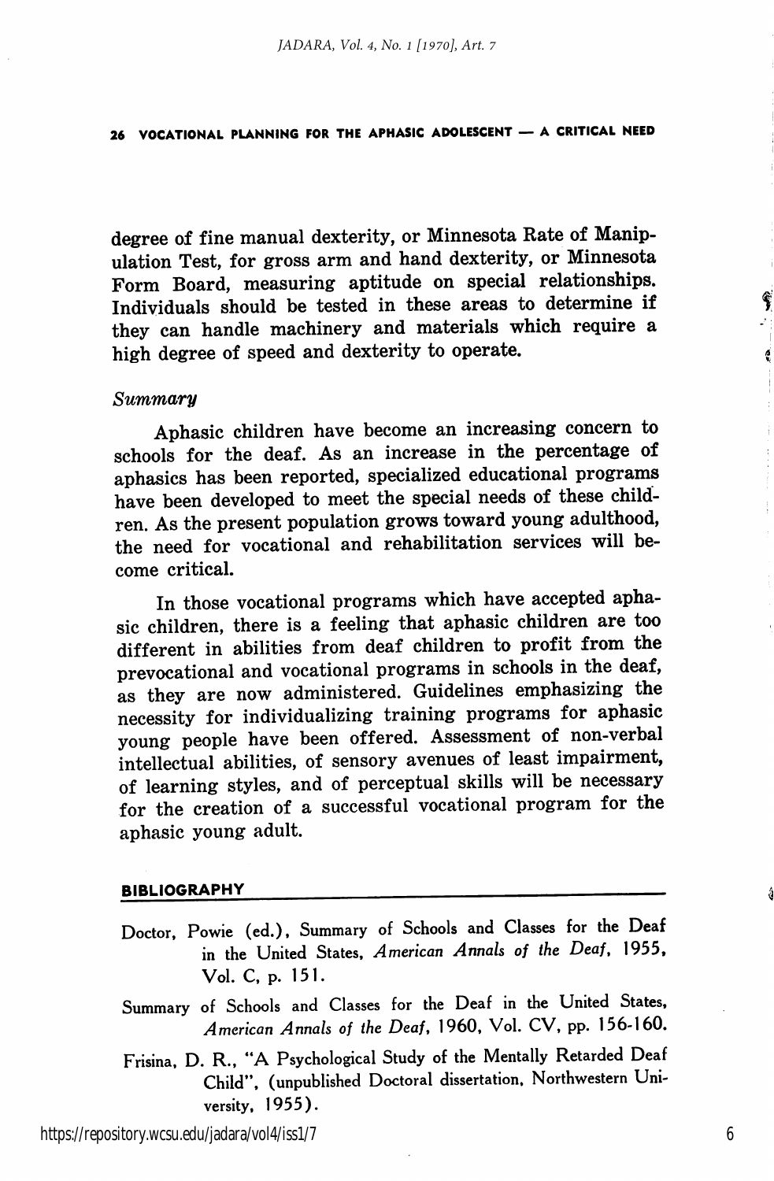degree of fine manual dexterity, or Minnesota Rate of Manipulation Test, for gross arm and hand dexterity, or Minnesota Form Board, measuring aptitude on special relationships. Individuals should be tested in these areas to determine if they can handle machinery and materials which require a high degree of speed and dexterity to operate.

### *Summary*

Aphasic children have become an increasing concern to schools for the deaf. As an increase in the percentage of aphasics has been reported, specialized educational programs have been developed to meet the special needs of these children. As the present population grows toward young adulthood, the need for vocational and rehabilitation services will become critical.

In those vocational programs which have accepted aphasic children, there is a feeling that aphasic children are too different in abilities from deaf children to profit from the prevocational and vocational programs in schools in the deaf, as they are now administered. Guidelines emphasizing the necessity for individualizing training programs for aphasic young people have been offered. Assessment of non-verbal intellectual abilities, of sensory avenues of least impairment, of learning styles, and of perceptual skills will be necessary for the creation of a successful vocational program for the aphasic young adult.

## BIBLIOGRAPHY

Doctor, Powie (ed.), Summary of Schools and Classes for the Deaf in the United States, *American Annals of the Deaf*, 1955, Vol. C, p. 151.

Summary of Schools and Classes for the Deaf in the United States, *American Annals of the Deaf*, 1960, Vol. CV, pp. 156-160.

Frisina, D. R., "A Psychological Study of the Mentally Retarded Deaf Child", (unpublished Doctoral dissertation, Northwestern University, 1955).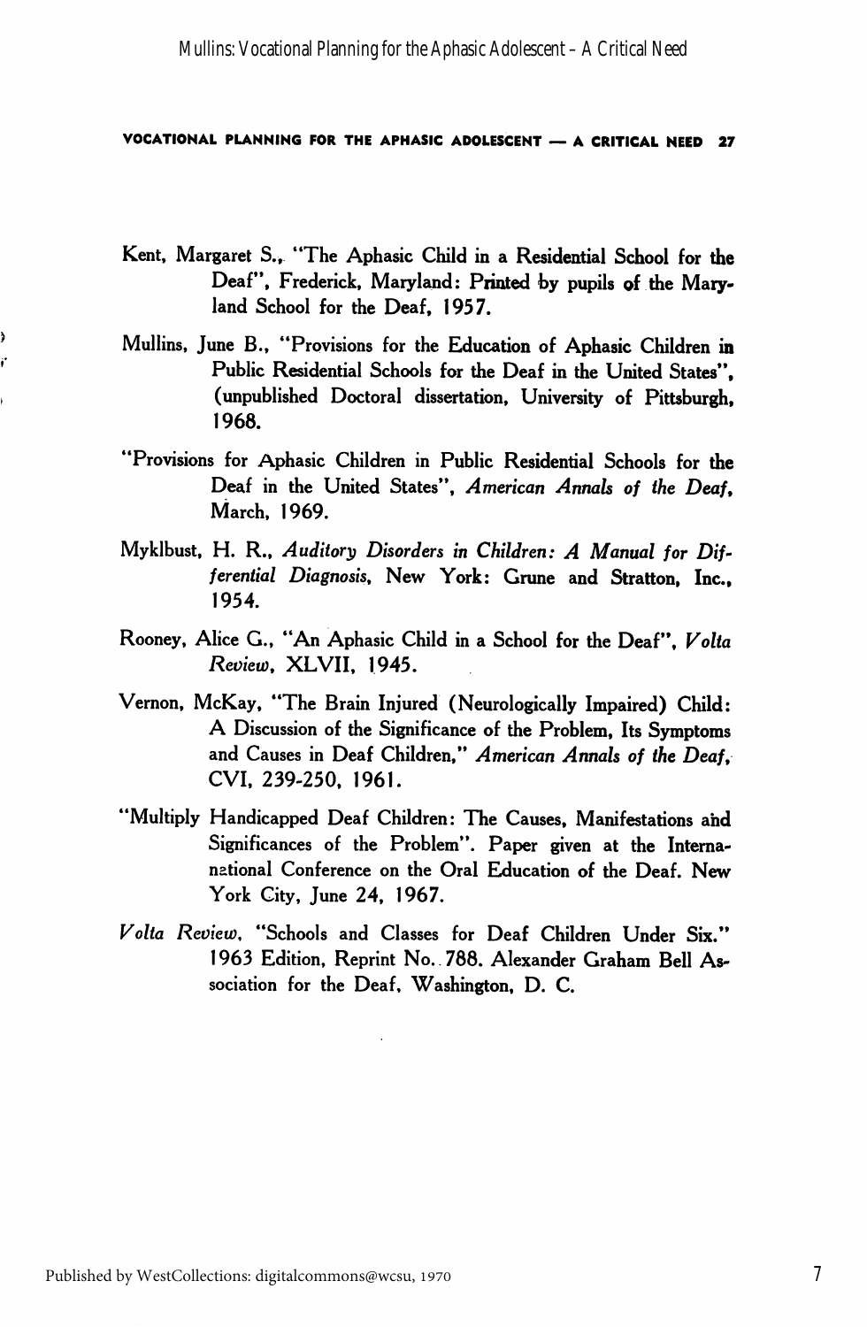Kent, Margaret S., "The Aphasic Child in a Residential School for the Deaf", Frederick, Maryland: Printed by pupils of the Maryland School for the Deaf, 1957.

Mullins, June B., "Provisions for the Education of Aphasic Children in Public Residential Schools for the Deaf in the United States", (unpublished Doctoral dissertation, University of Pittsburgh, 1968.

"Provisions for Aphasic Children in Public Residential Schools for the Deaf in the United States", *American Annals of the Deaf*, March, 1969.

Myklbust, H. R., *Auditory Disorders in Children: A Manual for Differential Diagnosis*, New York: Grune and Stratton, Inc., 1954.

Rooney, Alice G., "An Aphasic Child in a School for the Deaf", *Volta Review*, XLVII, 1945.

Vernon, McKay, "The Brain Injured (Neurologically Impaired) Child: A Discussion of the Significance of the Problem, Its Symptoms and Causes in Deaf Children," *American Annals of the Deaf*, CVI, 239-250, 1961.

"Multiply Handicapped Deaf Children: The Causes, Manifestations and Significances of the Problem". Paper given at the International Conference on the Oral Education of the Deaf. New York City, June 24, 1967.

*Volta Review*, "Schools and Classes for Deaf Children Under Six." 1963 Edition, Reprint No. 788. Alexander Graham Bell Association for the Deaf, Washington, D. C.